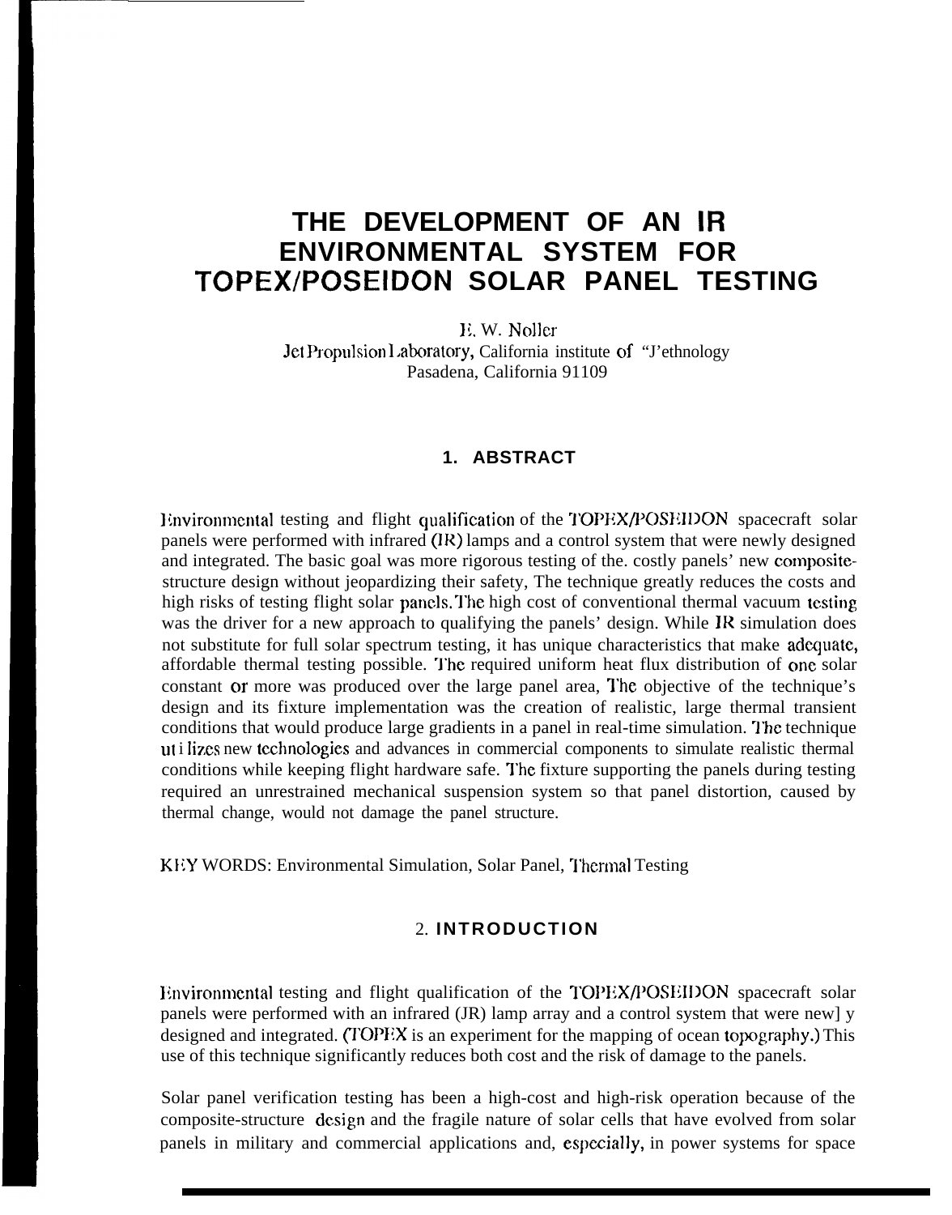# THE DEVELOPMENT OF AN IR ENVIRONMENTAL SYSTEM FOR TOPEX/POSEIDON SOLAR PANEL TESTING

E. W. Noller
Jet Propulsion Laboratory, California institute of "J'ethnology
Pasadena, California 91109

## 1. ABSTRACT

Environmental testing and flight qualification of the TOPEX/POSEIDON spacecraft solar panels were performed with infrared (IR) lamps and a control system that were newly designed and integrated. The basic goal was more rigorous testing of the. costly panels' new composite-structure design without jeopardizing their safety, The technique greatly reduces the costs and high risks of testing flight solar panels. The high cost of conventional thermal vacuum testing was the driver for a new approach to qualifying the panels' design. While IR simulation does not substitute for full solar spectrum testing, it has unique characteristics that make adequate, affordable thermal testing possible. The required uniform heat flux distribution of one solar constant or more was produced over the large panel area, The objective of the technique's design and its fixture implementation was the creation of realistic, large thermal transient conditions that would produce large gradients in a panel in real-time simulation. The technique utilizes new technologies and advances in commercial components to simulate realistic thermal conditions while keeping flight hardware safe. The fixture supporting the panels during testing required an unrestrained mechanical suspension system so that panel distortion, caused by thermal change, would not damage the panel structure.

KEY WORDS: Environmental Simulation, Solar Panel, Thermal Testing

## 2. INTRODUCTION

Environmental testing and flight qualification of the TOPEX/POSEIDON spacecraft solar panels were performed with an infrared (JR) lamp array and a control system that were new] y designed and integrated. (TOPEX is an experiment for the mapping of ocean topography.) This use of this technique significantly reduces both cost and the risk of damage to the panels.

Solar panel verification testing has been a high-cost and high-risk operation because of the composite-structure design and the fragile nature of solar cells that have evolved from solar panels in military and commercial applications and, especially, in power systems for space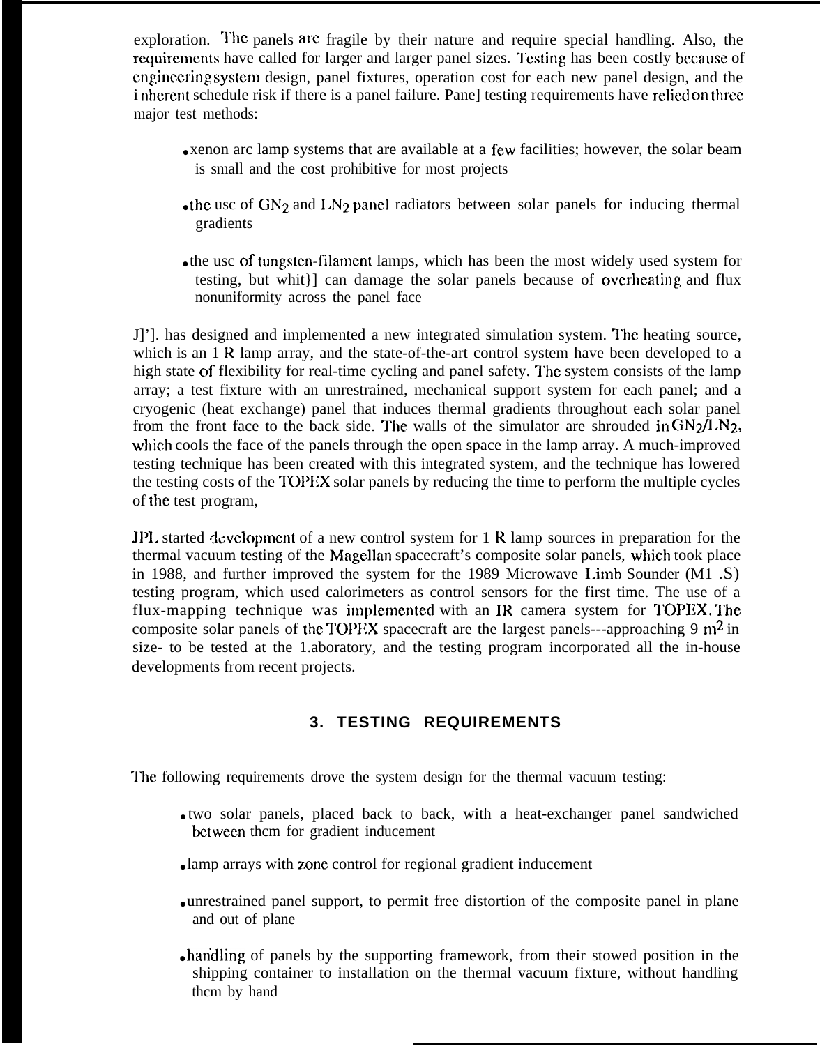exploration. The panels are fragile by their nature and require special handling. Also, the requirements have called for larger and larger panel sizes. Testing has been costly because of engineering system design, panel fixtures, operation cost for each new panel design, and the inherent schedule risk if there is a panel failure. Panel testing requirements have relied on three major test methods:

- xenon arc lamp systems that are available at a few facilities; however, the solar beam is small and the cost prohibitive for most projects
- the use of $GN_2$ and $LN_2$ panel radiators between solar panels for inducing thermal gradients
- the use of tungsten-filament lamps, which has been the most widely used system for testing, but which can damage the solar panels because of overheating and flux nonuniformity across the panel face

JPL has designed and implemented a new integrated simulation system. The heating source, which is an IR lamp array, and the state-of-the-art control system have been developed to a high state of flexibility for real-time cycling and panel safety. The system consists of the lamp array; a test fixture with an unrestrained, mechanical support system for each panel; and a cryogenic (heat exchange) panel that induces thermal gradients throughout each solar panel from the front face to the back side. The walls of the simulator are shrouded in $GN_2/LN_2$, which cools the face of the panels through the open space in the lamp array. A much-improved testing technique has been created with this integrated system, and the technique has lowered the testing costs of the TOPEX solar panels by reducing the time to perform the multiple cycles of the test program,

JPL started development of a new control system for IR lamp sources in preparation for the thermal vacuum testing of the Magellan spacecraft's composite solar panels, which took place in 1988, and further improved the system for the 1989 Microwave Limb Sounder (MLS) testing program, which used calorimeters as control sensors for the first time. The use of a flux-mapping technique was implemented with an IR camera system for TOPEX. The composite solar panels of the TOPEX spacecraft are the largest panels---approaching 9 $m^2$ in size- to be tested at the Laboratory, and the testing program incorporated all the in-house developments from recent projects.

## 3. TESTING REQUIREMENTS

The following requirements drove the system design for the thermal vacuum testing:

- two solar panels, placed back to back, with a heat-exchanger panel sandwiched between them for gradient inducement
- lamp arrays with zone control for regional gradient inducement
- unrestrained panel support, to permit free distortion of the composite panel in plane and out of plane
- handling of panels by the supporting framework, from their stowed position in the shipping container to installation on the thermal vacuum fixture, without handling them by hand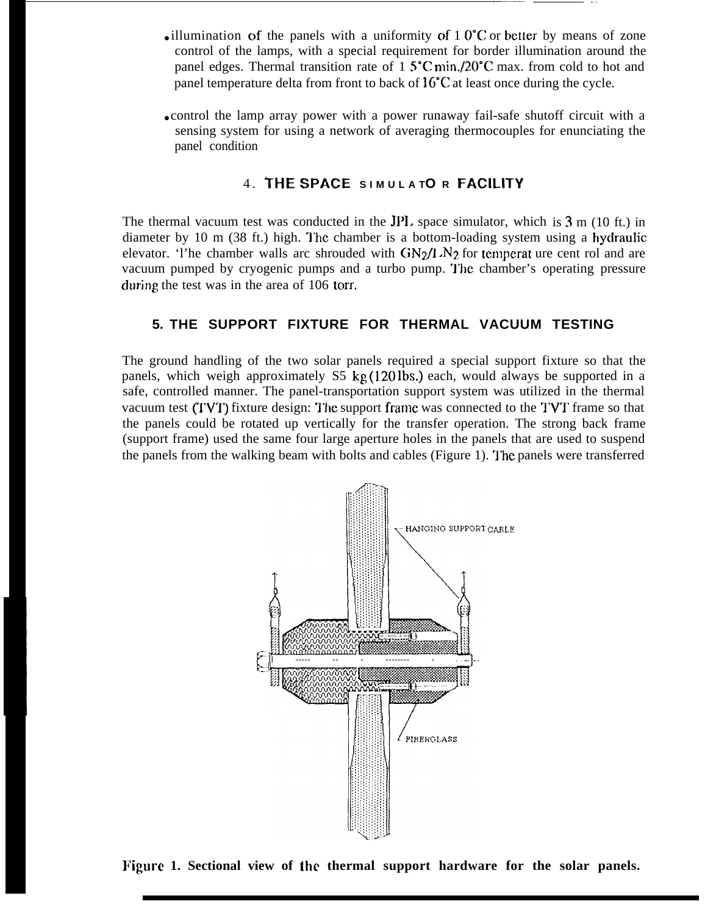- illumination of the panels with a uniformity of 1 0°C or better by means of zone control of the lamps, with a special requirement for border illumination around the panel edges. Thermal transition rate of 1 5°C min./20°C max. from cold to hot and panel temperature delta from front to back of 16°C at least once during the cycle.

- control the lamp array power with a power runaway fail-safe shutoff circuit with a sensing system for using a network of averaging thermocouples for enunciating the panel condition

## 4. THE SPACE SIMULATOR FACILITY

The thermal vacuum test was conducted in the JPL space simulator, which is 3 m (10 ft.) in diameter by 10 m (38 ft.) high. The chamber is a bottom-loading system using a hydraulic elevator. The chamber walls are shrouded with $GN_2/LN_2$ for temperature control and are vacuum pumped by cryogenic pumps and a turbo pump. The chamber's operating pressure during the test was in the area of 106 torr.

## 5. THE SUPPORT FIXTURE FOR THERMAL VACUUM TESTING

The ground handling of the two solar panels required a special support fixture so that the panels, which weigh approximately S5 kg (120 lbs.) each, would always be supported in a safe, controlled manner. The panel-transportation support system was utilized in the thermal vacuum test (TVT) fixture design: The support frame was connected to the TVT frame so that the panels could be rotated up vertically for the transfer operation. The strong back frame (support frame) used the same four large aperture holes in the panels that are used to suspend the panels from the walking beam with bolts and cables (Figure 1). The panels were transferred

HANGING SUPPORT CABLE

FIBERGLASS

**Figure 1. Sectional view of the thermal support hardware for the solar panels.**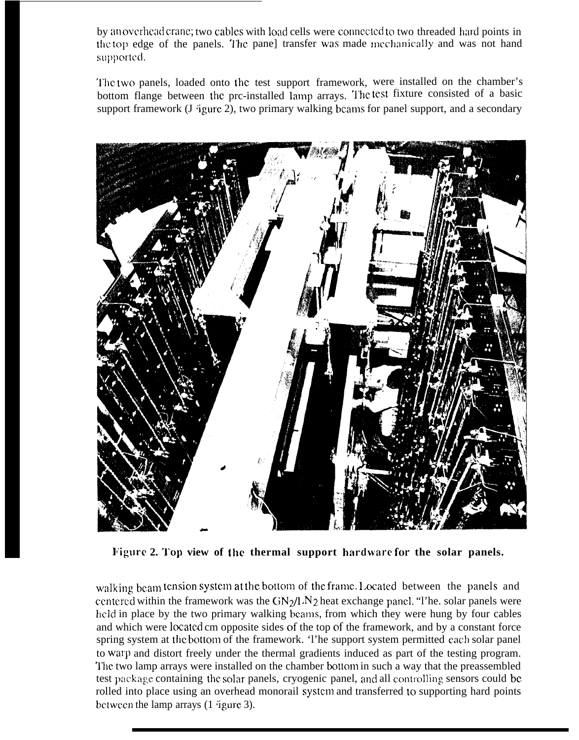by an overhead crane; two cables with load cells were connected to two threaded hard points in the top edge of the panels. The panel transfer was made mechanically and was not hand supported.

The two panels, loaded onto the test support framework, were installed on the chamber's bottom flange between the pre-installed lamp arrays. The test fixture consisted of a basic support framework (Figure 2), two primary walking beams for panel support, and a secondary

Figure 2. Top view of the thermal support hardware for the solar panels.

walking beam tension system at the bottom of the frame. Located between the panels and centered within the framework was the $GN_2/LN_2$ heat exchange panel. The solar panels were held in place by the two primary walking beams, from which they were hung by four cables and which were located on opposite sides of the top of the framework, and by a constant force spring system at the bottom of the framework. The support system permitted each solar panel to warp and distort freely under the thermal gradients induced as part of the testing program. The two lamp arrays were installed on the chamber bottom in such a way that the preassembled test package containing the solar panels, cryogenic panel, and all controlling sensors could be rolled into place using an overhead monorail system and transferred to supporting hard points between the lamp arrays (Figure 3).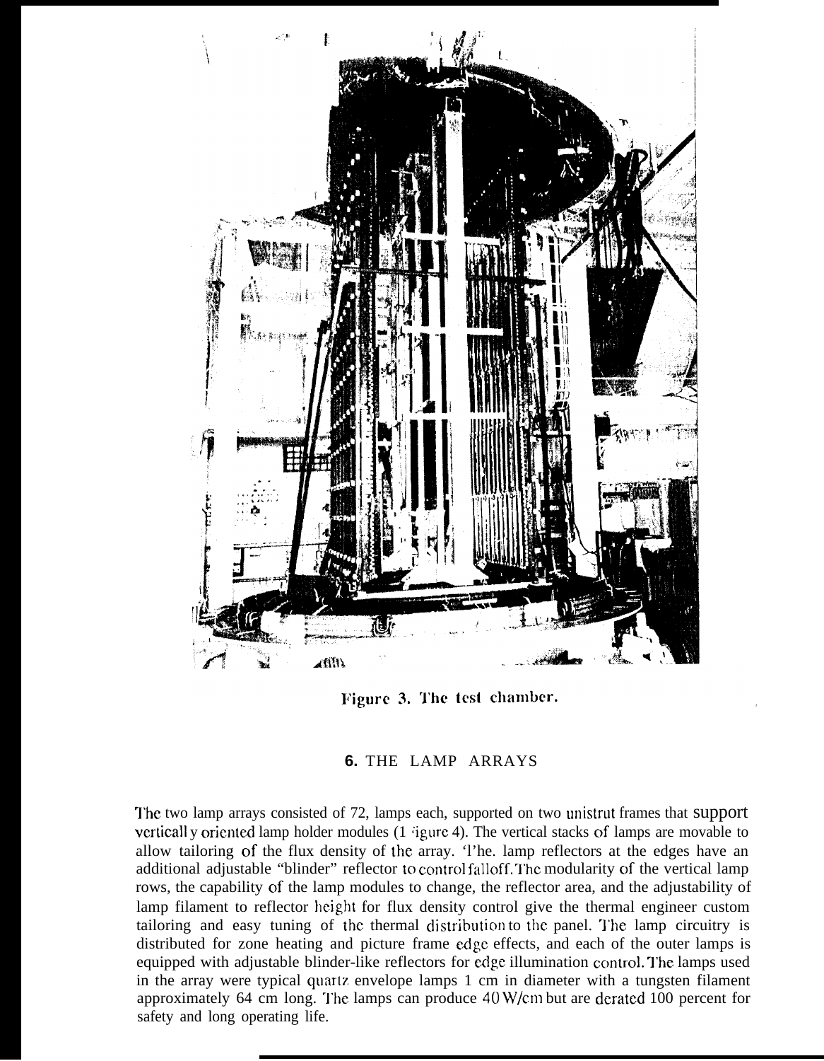Figure 3. The test chamber.

## 6. THE LAMP ARRAYS

The two lamp arrays consisted of 72, lamps each, supported on two unistrut frames that support vertically oriented lamp holder modules (Figure 4). The vertical stacks of lamps are movable to allow tailoring of the flux density of the array. The. lamp reflectors at the edges have an additional adjustable "blinder" reflector to control falloff. The modularity of the vertical lamp rows, the capability of the lamp modules to change, the reflector area, and the adjustability of lamp filament to reflector height for flux density control give the thermal engineer custom tailoring and easy tuning of the thermal distribution to the panel. The lamp circuitry is distributed for zone heating and picture frame edge effects, and each of the outer lamps is equipped with adjustable blinder-like reflectors for edge illumination control. The lamps used in the array were typical quartz envelope lamps 1 cm in diameter with a tungsten filament approximately 64 cm long. The lamps can produce 40 W/cm but are derated 100 percent for safety and long operating life.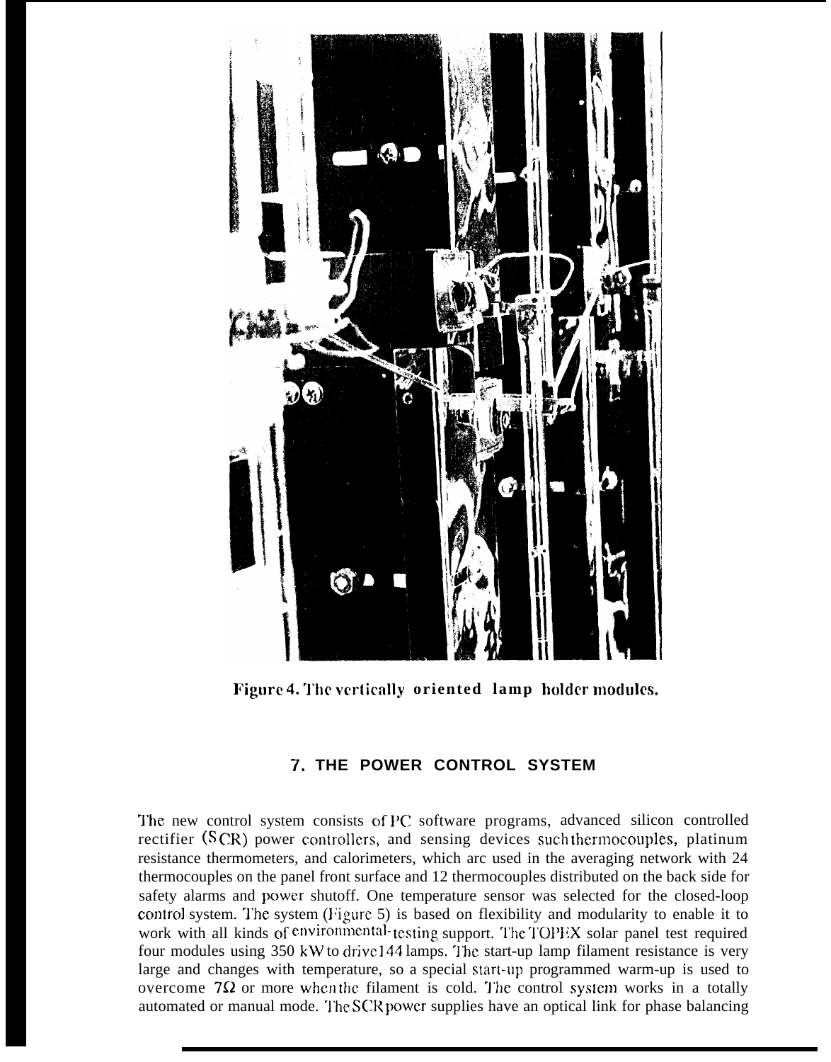Figure 4. The vertically oriented lamp holder modules.

## 7. THE POWER CONTROL SYSTEM

The new control system consists of PC software programs, advanced silicon controlled rectifier (SCR) power controllers, and sensing devices such thermocouples, platinum resistance thermometers, and calorimeters, which are used in the averaging network with 24 thermocouples on the panel front surface and 12 thermocouples distributed on the back side for safety alarms and power shutoff. One temperature sensor was selected for the closed-loop control system. The system (Figure 5) is based on flexibility and modularity to enable it to work with all kinds of environmental-testing support. The TOPEX solar panel test required four modules using 350 kW to drive 144 lamps. The start-up lamp filament resistance is very large and changes with temperature, so a special start-up programmed warm-up is used to overcome 7Ω or more when the filament is cold. The control system works in a totally automated or manual mode. The SCR power supplies have an optical link for phase balancing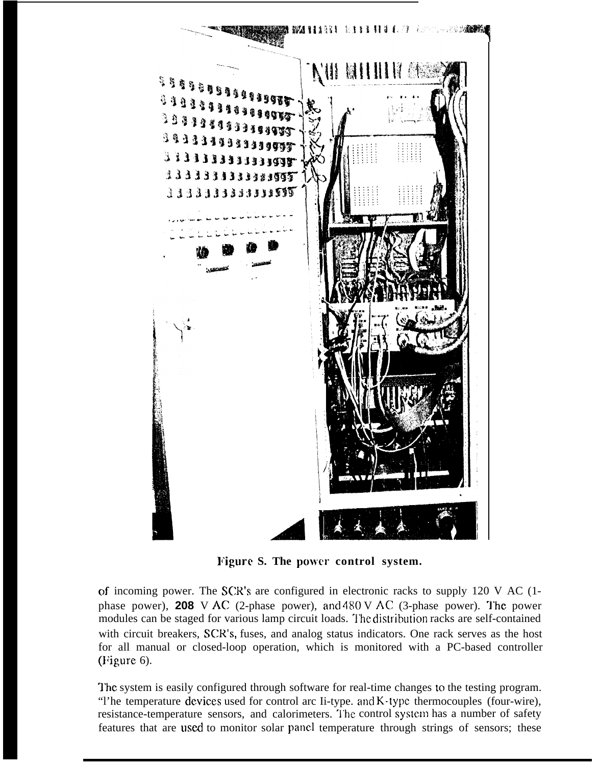Figure 5. The power control system.

of incoming power. The SCR's are configured in electronic racks to supply 120 V AC (1-phase power), **208** V AC (2-phase power), and 480 V AC (3-phase power). The power modules can be staged for various lamp circuit loads. The distribution racks are self-contained with circuit breakers, SCR's, fuses, and analog status indicators. One rack serves as the host for all manual or closed-loop operation, which is monitored with a PC-based controller (Figure 6).

The system is easily configured through software for real-time changes to the testing program. The temperature devices used for control are Ii-type. and K-type thermocouples (four-wire), resistance-temperature sensors, and calorimeters. The control system has a number of safety features that are used to monitor solar panel temperature through strings of sensors; these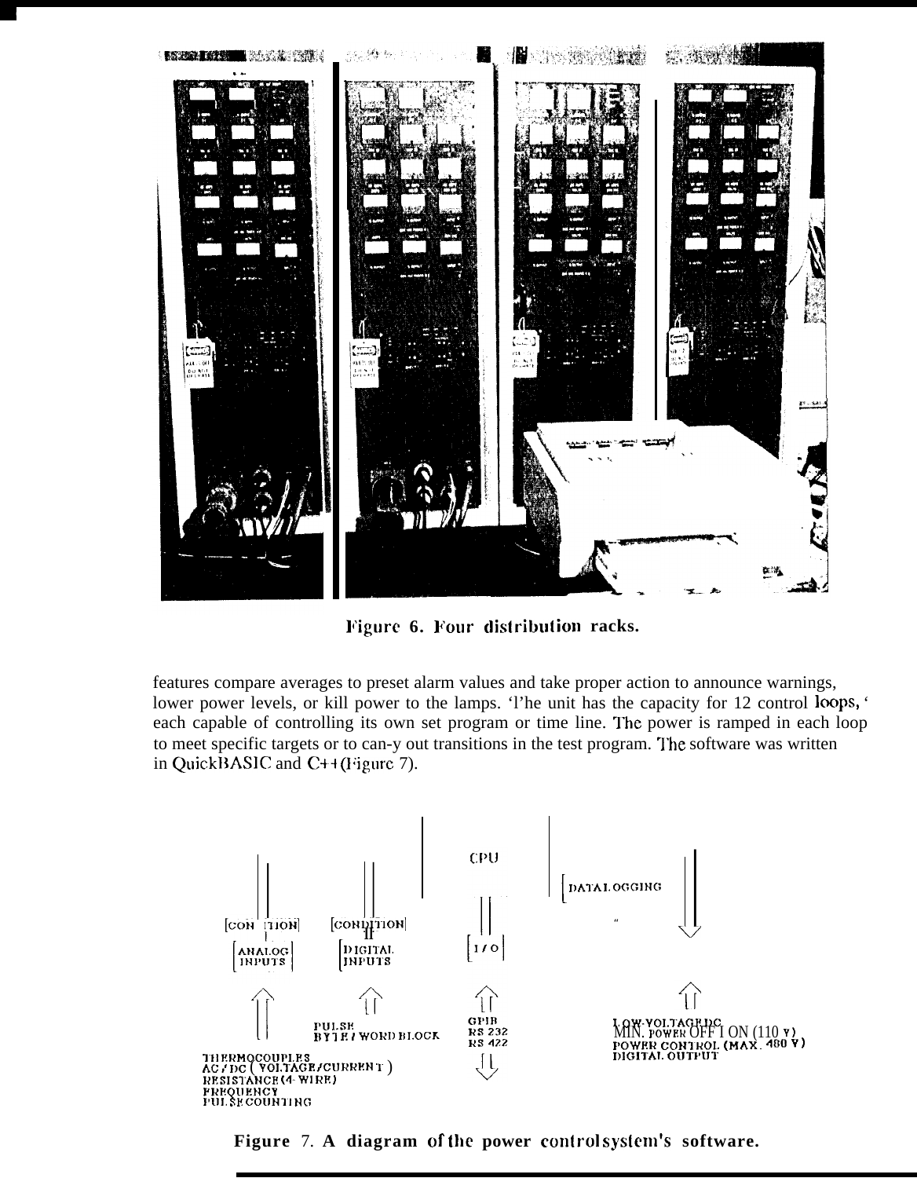Figure 6. Four distribution racks.

features compare averages to preset alarm values and take proper action to announce warnings, lower power levels, or kill power to the lamps. The unit has the capacity for 12 control loops, each capable of controlling its own set program or time line. The power is ramped in each loop to meet specific targets or to carry out transitions in the test program. The software was written in QuickBASIC and C++ (Figure 7).

Figure 7. A diagram of the power control system's software.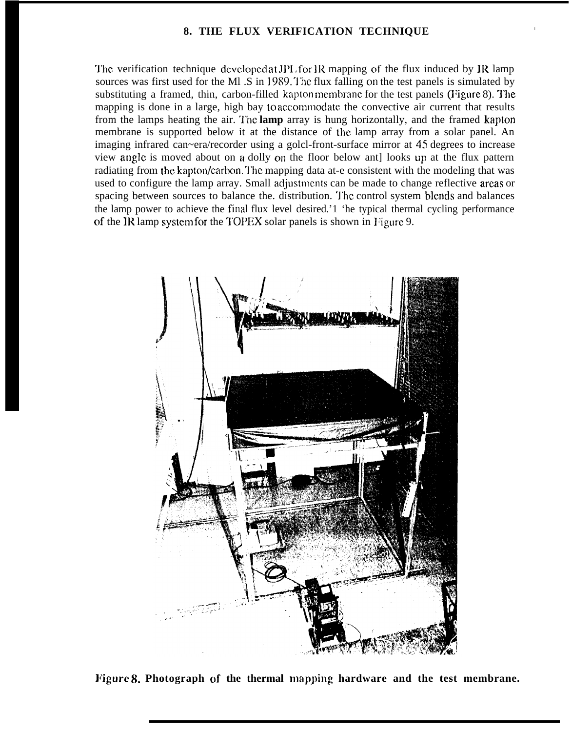## 8. THE FLUX VERIFICATION TECHNIQUE

The verification technique developed at JPL for IR mapping of the flux induced by IR lamp sources was first used for the MLS in 1989. The flux falling on the test panels is simulated by substituting a framed, thin, carbon-filled kapton membrane for the test panels (Figure 8). The mapping is done in a large, high bay to accommodate the convective air current that results from the lamps heating the air. The **lamp** array is hung horizontally, and the framed kapton membrane is supported below it at the distance of the lamp array from a solar panel. An imaging infrared camera/recorder using a gold-front-surface mirror at 45 degrees to increase view angle is moved about on a dolly on the floor below and looks up at the flux pattern radiating from the kapton/carbon. The mapping data are consistent with the modeling that was used to configure the lamp array. Small adjustments can be made to change reflective areas or spacing between sources to balance the. distribution. The control system blends and balances the lamp power to achieve the final flux level desired. The typical thermal cycling performance of the IR lamp system for the TOPEX solar panels is shown in Figure 9.

**Figure 8. Photograph of the thermal mapping hardware and the test membrane.**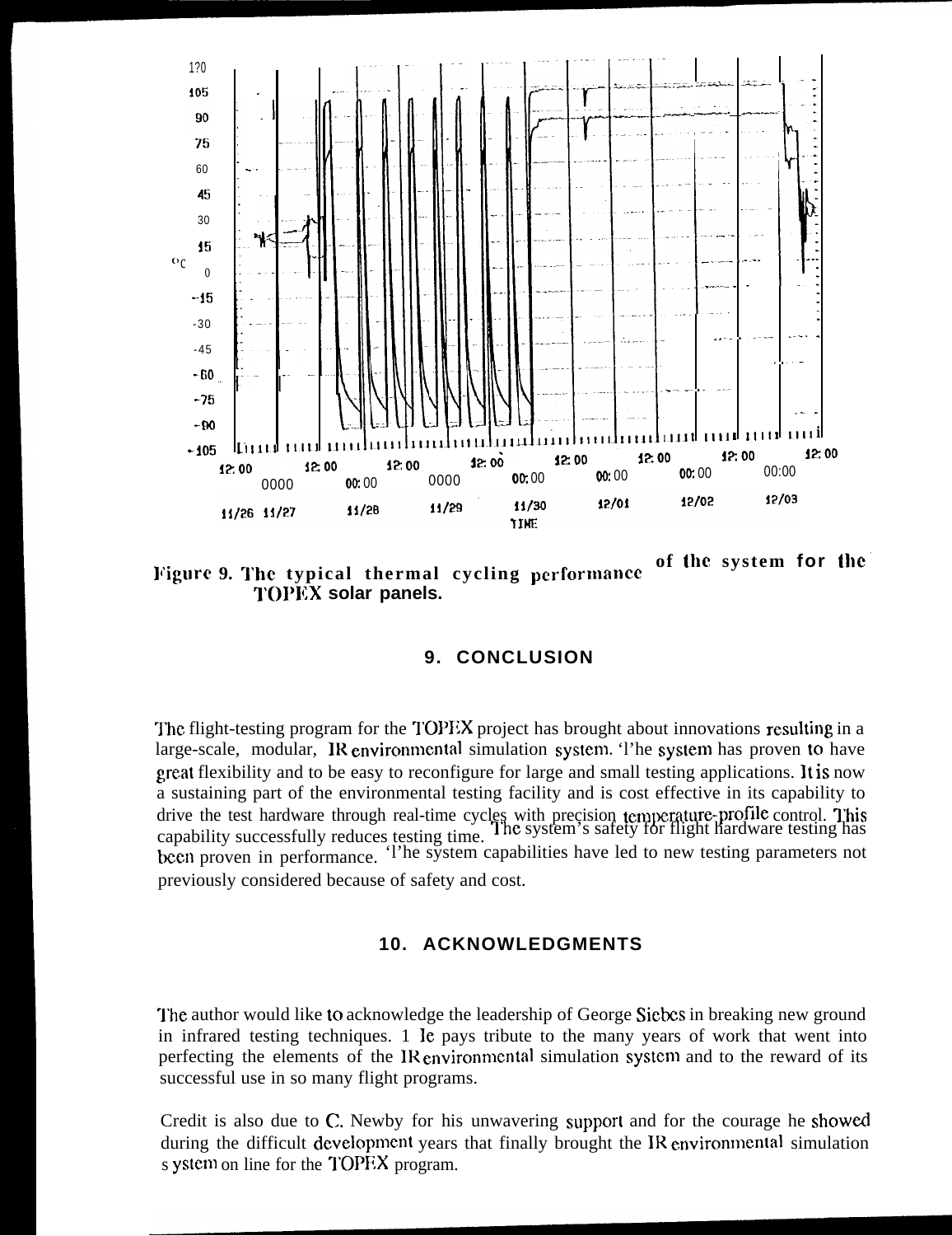Figure 9. The typical thermal cycling performance of the system for the TOPEX solar panels.

## 9. CONCLUSION

The flight-testing program for the TOPEX project has brought about innovations resulting in a large-scale, modular, IR environmental simulation system. The system has proven to have great flexibility and to be easy to reconfigure for large and small testing applications. It is now a sustaining part of the environmental testing facility and is cost effective in its capability to drive the test hardware through real-time cycles with precision temperature-profile control. This capability successfully reduces testing time. The system's safety for flight hardware testing has been proven in performance. The system capabilities have led to new testing parameters not previously considered because of safety and cost.

## 10. ACKNOWLEDGMENTS

The author would like to acknowledge the leadership of George Siebes in breaking new ground in infrared testing techniques. He pays tribute to the many years of work that went into perfecting the elements of the IR environmental simulation system and to the reward of its successful use in so many flight programs.

Credit is also due to C. Newby for his unwavering support and for the courage he showed during the difficult development years that finally brought the IR environmental simulation system on line for the TOPEX program.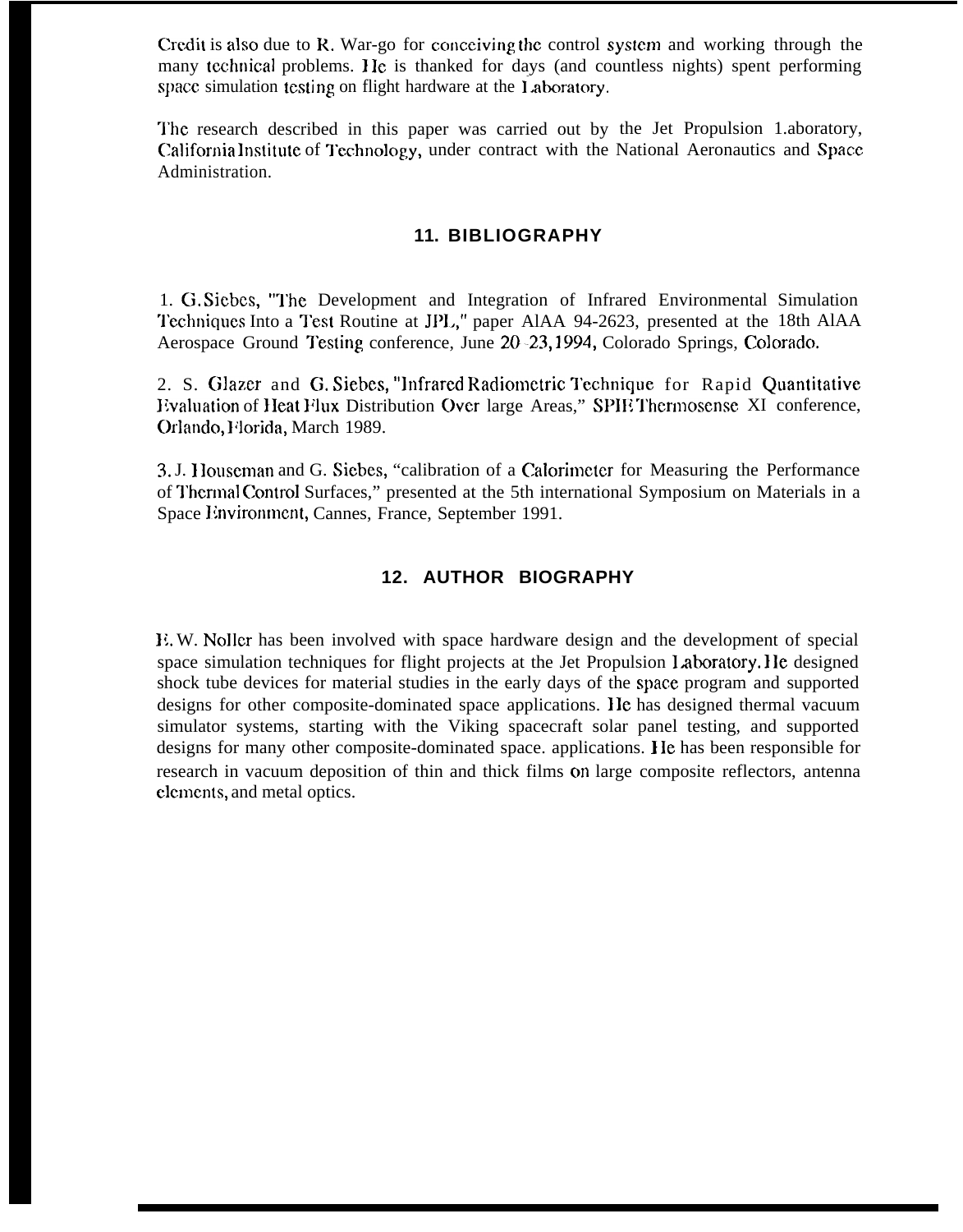Credit is also due to R. War-go for conceiving the control system and working through the many technical problems. He is thanked for days (and countless nights) spent performing space simulation testing on flight hardware at the Laboratory.

The research described in this paper was carried out by the Jet Propulsion Laboratory, California Institute of Technology, under contract with the National Aeronautics and Space Administration.

## 11. BIBLIOGRAPHY

1. G. Siebes, "The Development and Integration of Infrared Environmental Simulation Techniques Into a Test Routine at JPL," paper AIAA 94-2623, presented at the 18th AIAA Aerospace Ground Testing conference, June 20-23, 1994, Colorado Springs, Colorado.

2. S. Glazer and G. Siebes, "Infrared Radiometric Technique for Rapid Quantitative Evaluation of Heat Flux Distribution Over large Areas," SPIE Thermosense XI conference, Orlando, Florida, March 1989.

3. J. Houseman and G. Siebes, "calibration of a Calorimeter for Measuring the Performance of Thermal Control Surfaces," presented at the 5th international Symposium on Materials in a Space Environment, Cannes, France, September 1991.

## 12. AUTHOR BIOGRAPHY

E. W. Noller has been involved with space hardware design and the development of special space simulation techniques for flight projects at the Jet Propulsion Laboratory. He designed shock tube devices for material studies in the early days of the space program and supported designs for other composite-dominated space applications. He has designed thermal vacuum simulator systems, starting with the Viking spacecraft solar panel testing, and supported designs for many other composite-dominated space. applications. He has been responsible for research in vacuum deposition of thin and thick films on large composite reflectors, antenna elements, and metal optics.